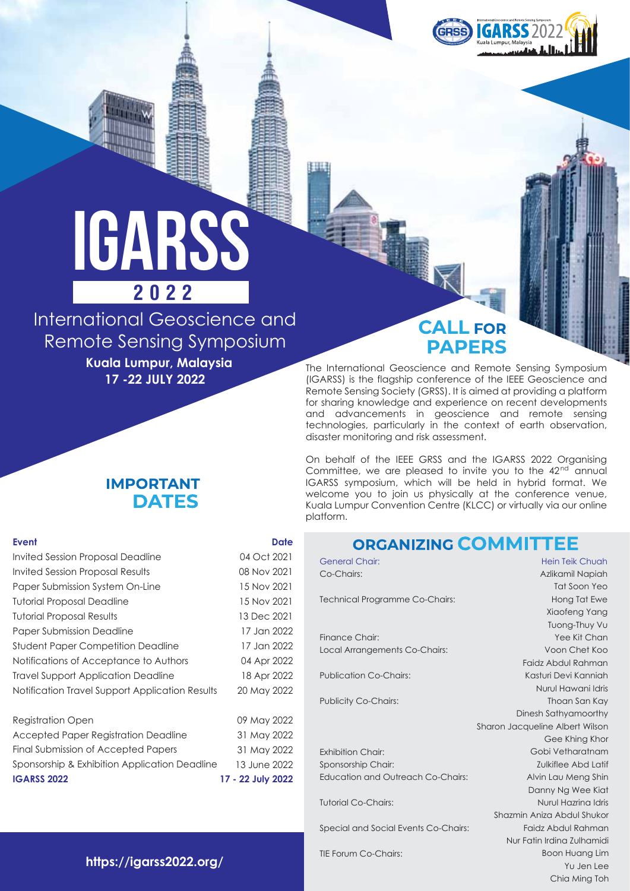# IGARSS 2022

## International Geoscience and Remote Sensing Symposium

**Kuala Lumpur, Malaysia**
**17 -22 JULY 2022**

## CALL FOR PAPERS

The International Geoscience and Remote Sensing Symposium (IGARSS) is the flagship conference of the IEEE Geoscience and Remote Sensing Society (GRSS). It is aimed at providing a platform for sharing knowledge and experience on recent developments and advancements in geoscience and remote sensing technologies, particularly in the context of earth observation, disaster monitoring and risk assessment.

On behalf of the IEEE GRSS and the IGARSS 2022 Organising Committee, we are pleased to invite you to the 42nd annual IGARSS symposium, which will be held in hybrid format. We welcome you to join us physically at the conference venue, Kuala Lumpur Convention Centre (KLCC) or virtually via our online platform.

## IMPORTANT DATES

| Event | Date |
|---|---|
| Invited Session Proposal Deadline | 04 Oct 2021 |
| Invited Session Proposal Results | 08 Nov 2021 |
| Paper Submission System On-Line | 15 Nov 2021 |
| Tutorial Proposal Deadline | 15 Nov 2021 |
| Tutorial Proposal Results | 13 Dec 2021 |
| Paper Submission Deadline | 17 Jan 2022 |
| Student Paper Competition Deadline | 17 Jan 2022 |
| Notifications of Acceptance to Authors | 04 Apr 2022 |
| Travel Support Application Deadline | 18 Apr 2022 |
| Notification Travel Support Application Results | 20 May 2022 |
| Registration Open | 09 May 2022 |
| Accepted Paper Registration Deadline | 31 May 2022 |
| Final Submission of Accepted Papers | 31 May 2022 |
| Sponsorship & Exhibition Application Deadline | 13 June 2022 |
| **IGARSS 2022** | **17 - 22 July 2022** |

## ORGANIZING COMMITTEE

| Role | Name(s) |
|---|---|
| General Chair: | Hein Teik Chuah |
| Co-Chairs: | Azlikamil Napiah, Tat Soon Yeo |
| Technical Programme Co-Chairs: | Hong Tat Ewe, Xiaofeng Yang, Tuong-Thuy Vu |
| Finance Chair: | Yee Kit Chan |
| Local Arrangements Co-Chairs: | Voon Chet Koo, Faidz Abdul Rahman |
| Publication Co-Chairs: | Kasturi Devi Kanniah, Nurul Hawani Idris |
| Publicity Co-Chairs: | Thoan San Kay, Dinesh Sathyamoorthy, Sharon Jacqueline Albert Wilson, Gee Khing Khor |
| Exhibition Chair: | Gobi Vetharatnam |
| Sponsorship Chair: | Zulkiflee Abd Latif |
| Education and Outreach Co-Chairs: | Alvin Lau Meng Shin, Danny Ng Wee Kiat |
| Tutorial Co-Chairs: | Nurul Hazrina Idris, Shazmin Aniza Abdul Shukor |
| Special and Social Events Co-Chairs: | Faidz Abdul Rahman, Nur Fatin Irdina Zulhamidi |
| TIE Forum Co-Chairs: | Boon Huang Lim, Yu Jen Lee, Chia Ming Toh |

**https://igarss2022.org/**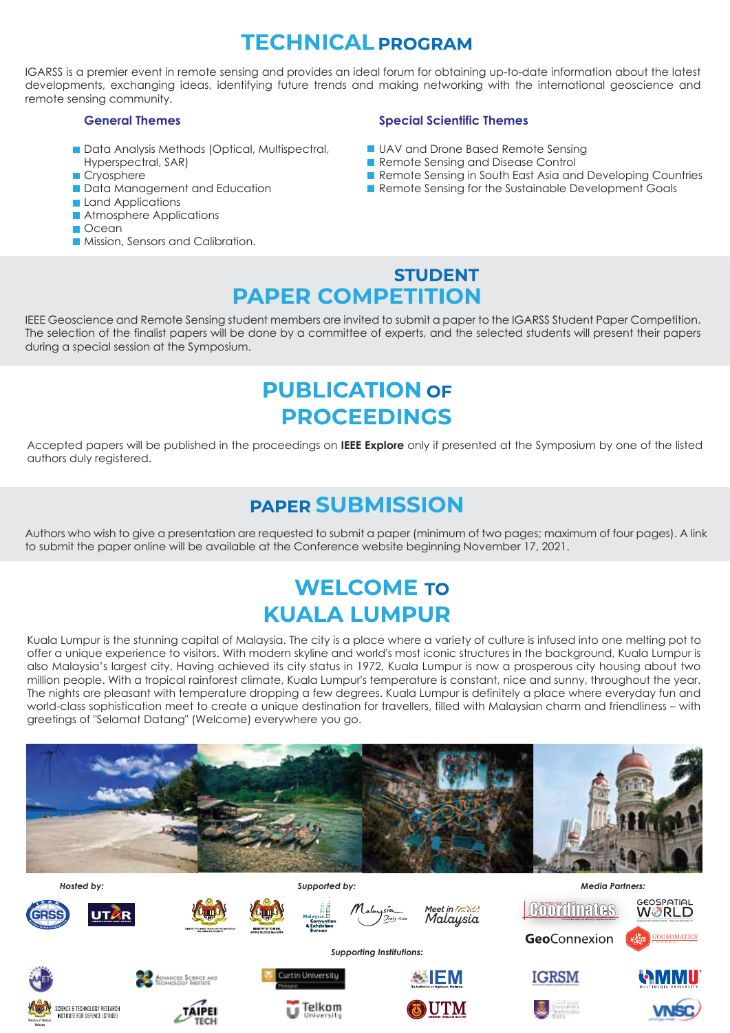# TECHNICAL PROGRAM

IGARSS is a premier event in remote sensing and provides an ideal forum for obtaining up-to-date information about the latest developments, exchanging ideas, identifying future trends and making networking with the international geoscience and remote sensing community.

### General Themes

- Data Analysis Methods (Optical, Multispectral, Hyperspectral, SAR)
- Cryosphere
- Data Management and Education
- Land Applications
- Atmosphere Applications
- Ocean
- Mission, Sensors and Calibration.

### Special Scientific Themes

- UAV and Drone Based Remote Sensing
- Remote Sensing and Disease Control
- Remote Sensing in South East Asia and Developing Countries
- Remote Sensing for the Sustainable Development Goals

# STUDENT PAPER COMPETITION

IEEE Geoscience and Remote Sensing student members are invited to submit a paper to the IGARSS Student Paper Competition. The selection of the finalist papers will be done by a committee of experts, and the selected students will present their papers during a special session at the Symposium.

# PUBLICATION OF PROCEEDINGS

Accepted papers will be published in the proceedings on **IEEE Explore** only if presented at the Symposium by one of the listed authors duly registered.

# PAPER SUBMISSION

Authors who wish to give a presentation are requested to submit a paper (minimum of two pages; maximum of four pages). A link to submit the paper online will be available at the Conference website beginning November 17, 2021.

# WELCOME TO KUALA LUMPUR

Kuala Lumpur is the stunning capital of Malaysia. The city is a place where a variety of culture is infused into one melting pot to offer a unique experience to visitors. With modern skyline and world's most iconic structures in the background, Kuala Lumpur is also Malaysia's largest city. Having achieved its city status in 1972, Kuala Lumpur is now a prosperous city housing about two million people. With a tropical rainforest climate, Kuala Lumpur's temperature is constant, nice and sunny, throughout the year. The nights are pleasant with temperature dropping a few degrees. Kuala Lumpur is definitely a place where everyday fun and world-class sophistication meet to create a unique destination for travellers, filled with Malaysian charm and friendliness – with greetings of "Selamat Datang" (Welcome) everywhere you go.

*Hosted by:*

*Supported by:*

*Media Partners:*

*Supporting Institutions:*